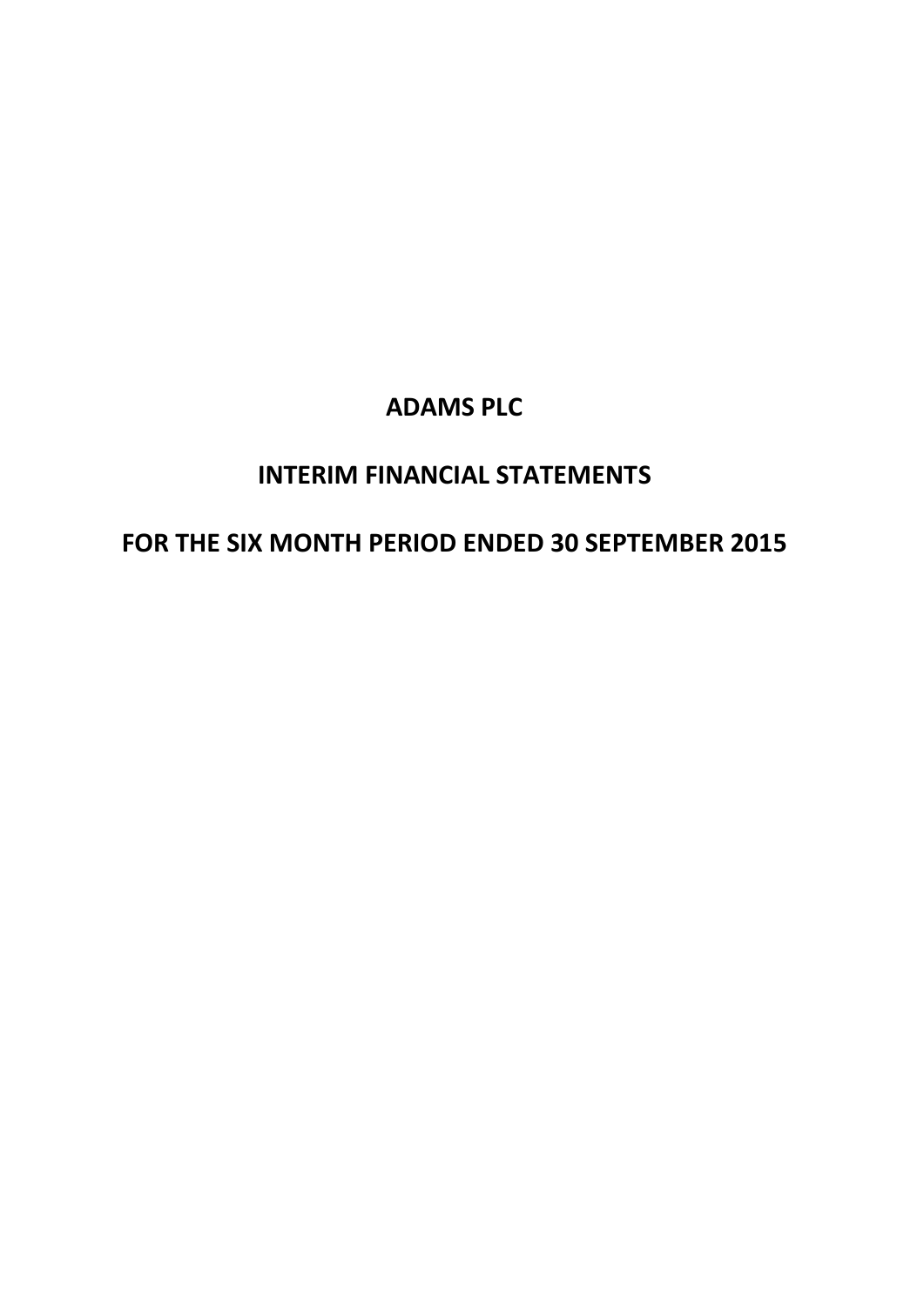# ADAMS PLC

## INTERIM FINANCIAL STATEMENTS

## FOR THE SIX MONTH PERIOD ENDED 30 SEPTEMBER 2015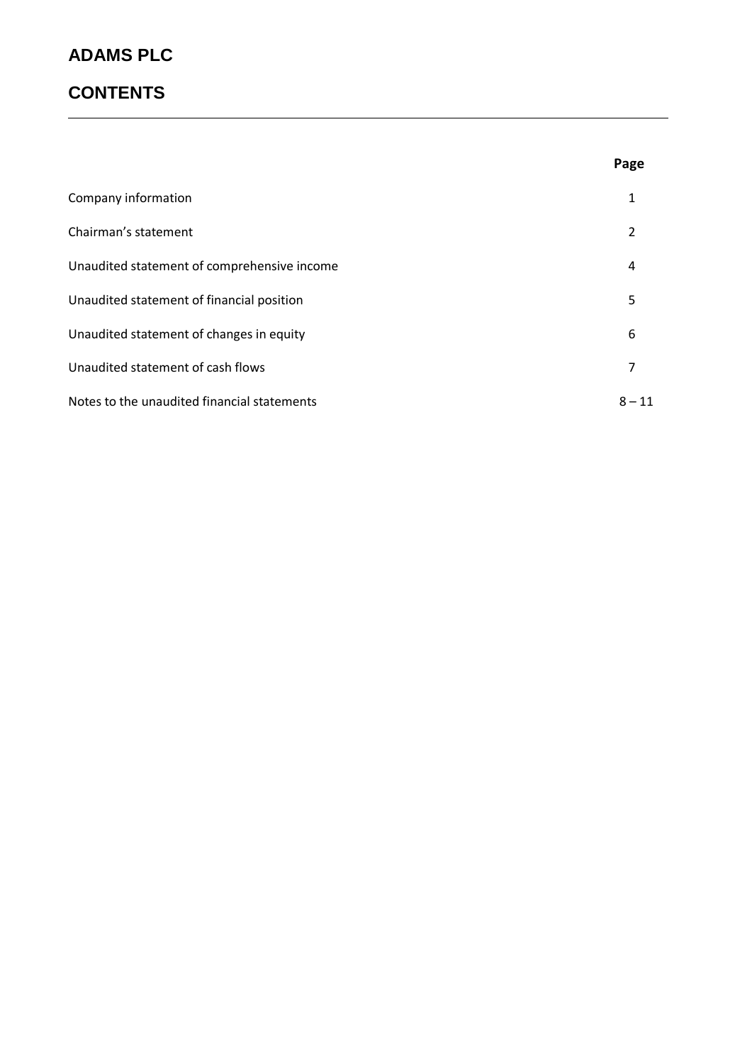# ADAMS PLC

## CONTENTS

| | Page |
|---|---|
| Company information | 1 |
| Chairman's statement | 2 |
| Unaudited statement of comprehensive income | 4 |
| Unaudited statement of financial position | 5 |
| Unaudited statement of changes in equity | 6 |
| Unaudited statement of cash flows | 7 |
| Notes to the unaudited financial statements | 8 – 11 |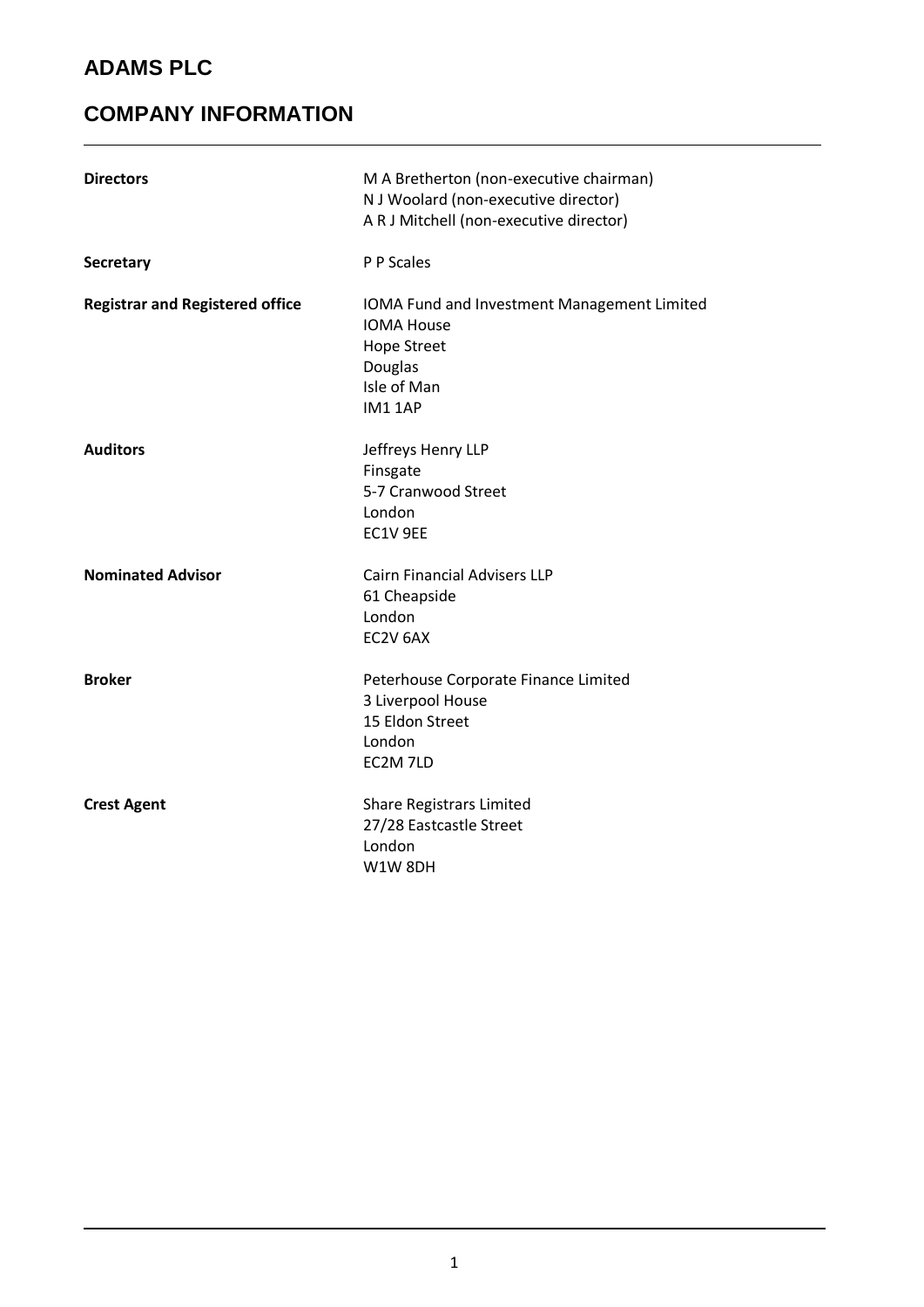# ADAMS PLC

## COMPANY INFORMATION

| | |
|---|---|
| **Directors** | M A Bretherton (non-executive chairman)<br>N J Woolard (non-executive director)<br>A R J Mitchell (non-executive director) |
| **Secretary** | P P Scales |
| **Registrar and Registered office** | IOMA Fund and Investment Management Limited<br>IOMA House<br>Hope Street<br>Douglas<br>Isle of Man<br>IM1 1AP |
| **Auditors** | Jeffreys Henry LLP<br>Finsgate<br>5-7 Cranwood Street<br>London<br>EC1V 9EE |
| **Nominated Advisor** | Cairn Financial Advisers LLP<br>61 Cheapside<br>London<br>EC2V 6AX |
| **Broker** | Peterhouse Corporate Finance Limited<br>3 Liverpool House<br>15 Eldon Street<br>London<br>EC2M 7LD |
| **Crest Agent** | Share Registrars Limited<br>27/28 Eastcastle Street<br>London<br>W1W 8DH |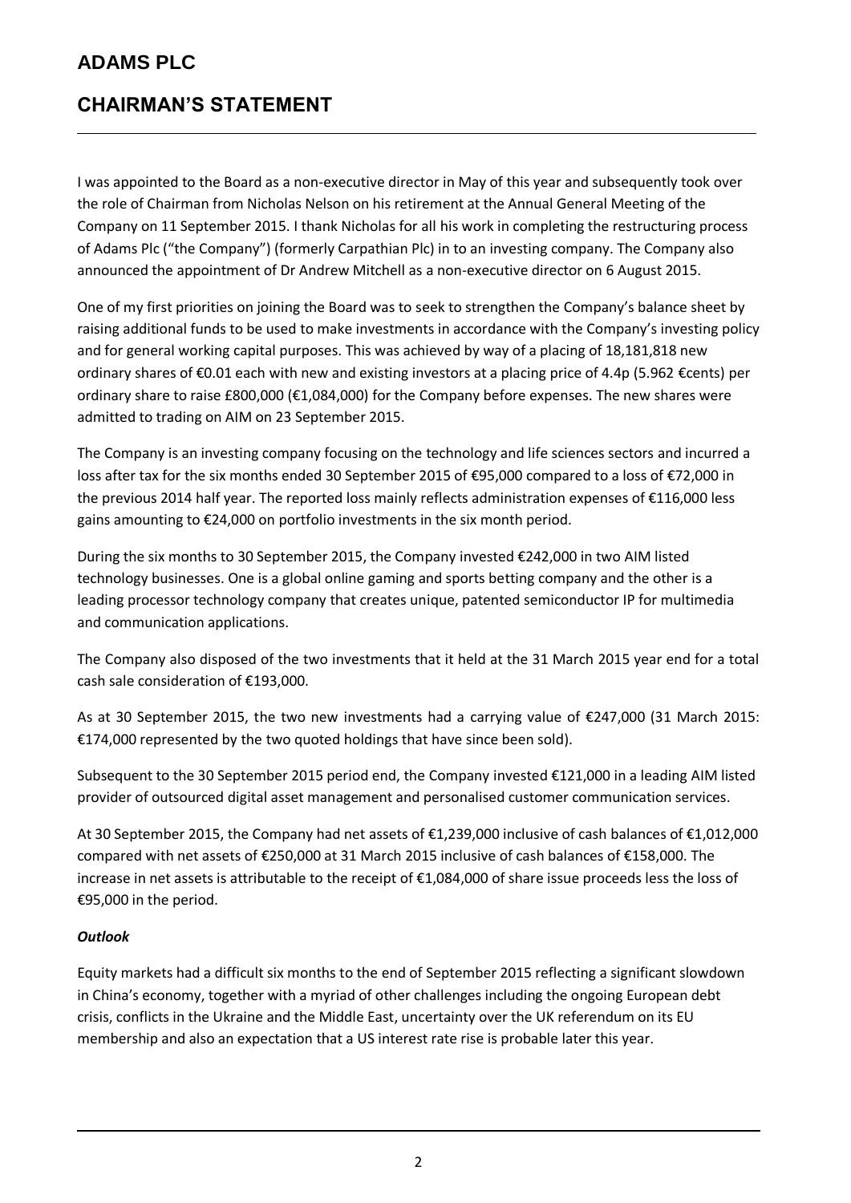# ADAMS PLC

## CHAIRMAN'S STATEMENT

I was appointed to the Board as a non-executive director in May of this year and subsequently took over the role of Chairman from Nicholas Nelson on his retirement at the Annual General Meeting of the Company on 11 September 2015. I thank Nicholas for all his work in completing the restructuring process of Adams Plc ("the Company") (formerly Carpathian Plc) in to an investing company. The Company also announced the appointment of Dr Andrew Mitchell as a non-executive director on 6 August 2015.

One of my first priorities on joining the Board was to seek to strengthen the Company's balance sheet by raising additional funds to be used to make investments in accordance with the Company's investing policy and for general working capital purposes. This was achieved by way of a placing of 18,181,818 new ordinary shares of €0.01 each with new and existing investors at a placing price of 4.4p (5.962 €cents) per ordinary share to raise £800,000 (€1,084,000) for the Company before expenses. The new shares were admitted to trading on AIM on 23 September 2015.

The Company is an investing company focusing on the technology and life sciences sectors and incurred a loss after tax for the six months ended 30 September 2015 of €95,000 compared to a loss of €72,000 in the previous 2014 half year. The reported loss mainly reflects administration expenses of €116,000 less gains amounting to €24,000 on portfolio investments in the six month period.

During the six months to 30 September 2015, the Company invested €242,000 in two AIM listed technology businesses. One is a global online gaming and sports betting company and the other is a leading processor technology company that creates unique, patented semiconductor IP for multimedia and communication applications.

The Company also disposed of the two investments that it held at the 31 March 2015 year end for a total cash sale consideration of €193,000.

As at 30 September 2015, the two new investments had a carrying value of €247,000 (31 March 2015: €174,000 represented by the two quoted holdings that have since been sold).

Subsequent to the 30 September 2015 period end, the Company invested €121,000 in a leading AIM listed provider of outsourced digital asset management and personalised customer communication services.

At 30 September 2015, the Company had net assets of €1,239,000 inclusive of cash balances of €1,012,000 compared with net assets of €250,000 at 31 March 2015 inclusive of cash balances of €158,000. The increase in net assets is attributable to the receipt of €1,084,000 of share issue proceeds less the loss of €95,000 in the period.

***Outlook***

Equity markets had a difficult six months to the end of September 2015 reflecting a significant slowdown in China's economy, together with a myriad of other challenges including the ongoing European debt crisis, conflicts in the Ukraine and the Middle East, uncertainty over the UK referendum on its EU membership and also an expectation that a US interest rate rise is probable later this year.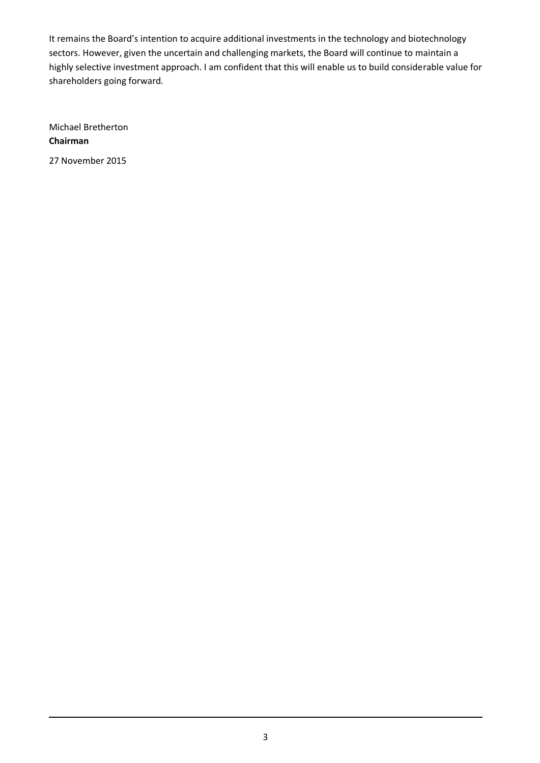It remains the Board's intention to acquire additional investments in the technology and biotechnology sectors. However, given the uncertain and challenging markets, the Board will continue to maintain a highly selective investment approach. I am confident that this will enable us to build considerable value for shareholders going forward.

Michael Bretherton
**Chairman**

27 November 2015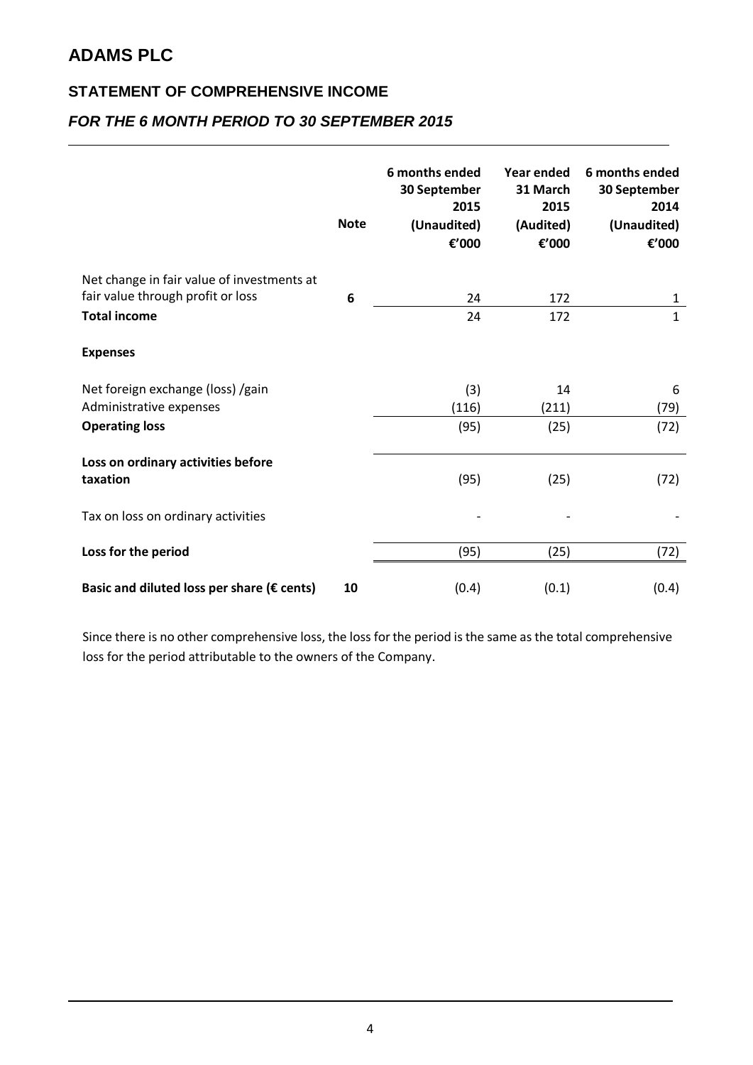# ADAMS PLC

## STATEMENT OF COMPREHENSIVE INCOME

### *FOR THE 6 MONTH PERIOD TO 30 SEPTEMBER 2015*

| | Note | 6 months ended 30 September 2015 (Unaudited) €'000 | Year ended 31 March 2015 (Audited) €'000 | 6 months ended 30 September 2014 (Unaudited) €'000 |
|---|---|---|---|---|
| Net change in fair value of investments at fair value through profit or loss | 6 | 24 | 172 | 1 |
| **Total income** | | 24 | 172 | 1 |
| **Expenses** | | | | |
| Net foreign exchange (loss) /gain | | (3) | 14 | 6 |
| Administrative expenses | | (116) | (211) | (79) |
| **Operating loss** | | (95) | (25) | (72) |
| **Loss on ordinary activities before taxation** | | (95) | (25) | (72) |
| Tax on loss on ordinary activities | | - | - | - |
| **Loss for the period** | | (95) | (25) | (72) |
| **Basic and diluted loss per share (€ cents)** | 10 | (0.4) | (0.1) | (0.4) |

Since there is no other comprehensive loss, the loss for the period is the same as the total comprehensive loss for the period attributable to the owners of the Company.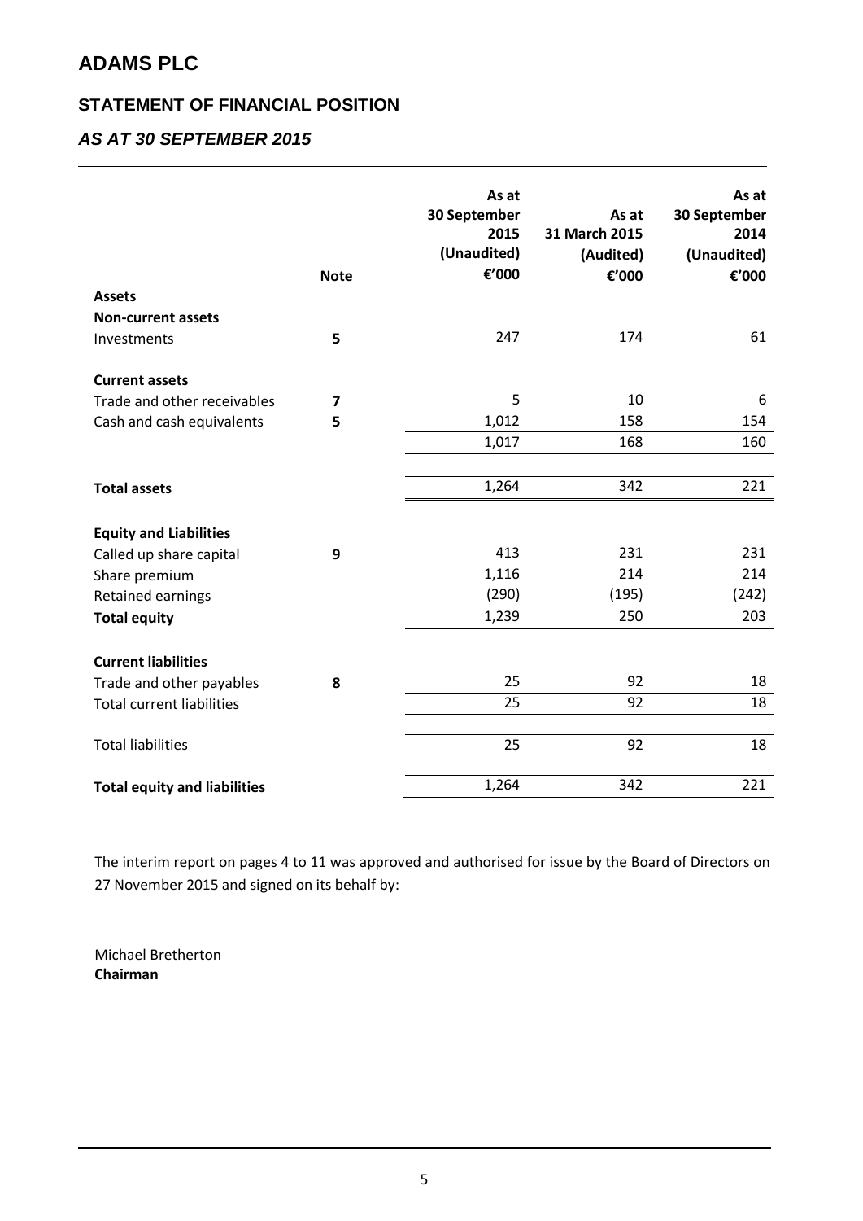# ADAMS PLC

## STATEMENT OF FINANCIAL POSITION

### *AS AT 30 SEPTEMBER 2015*

| | Note | As at 30 September 2015 (Unaudited) €'000 | As at 31 March 2015 (Audited) €'000 | As at 30 September 2014 (Unaudited) €'000 |
|---|---|---|---|---|
| **Assets** | | | | |
| **Non-current assets** | | | | |
| Investments | **5** | 247 | 174 | 61 |
| | | | | |
| **Current assets** | | | | |
| Trade and other receivables | **7** | 5 | 10 | 6 |
| Cash and cash equivalents | **5** | 1,012 | 158 | 154 |
| | | 1,017 | 168 | 160 |
| | | | | |
| **Total assets** | | 1,264 | 342 | 221 |
| | | | | |
| **Equity and Liabilities** | | | | |
| Called up share capital | **9** | 413 | 231 | 231 |
| Share premium | | 1,116 | 214 | 214 |
| Retained earnings | | (290) | (195) | (242) |
| **Total equity** | | 1,239 | 250 | 203 |
| | | | | |
| **Current liabilities** | | | | |
| Trade and other payables | **8** | 25 | 92 | 18 |
| Total current liabilities | | 25 | 92 | 18 |
| | | | | |
| Total liabilities | | 25 | 92 | 18 |
| | | | | |
| **Total equity and liabilities** | | 1,264 | 342 | 221 |

The interim report on pages 4 to 11 was approved and authorised for issue by the Board of Directors on 27 November 2015 and signed on its behalf by:

Michael Bretherton
**Chairman**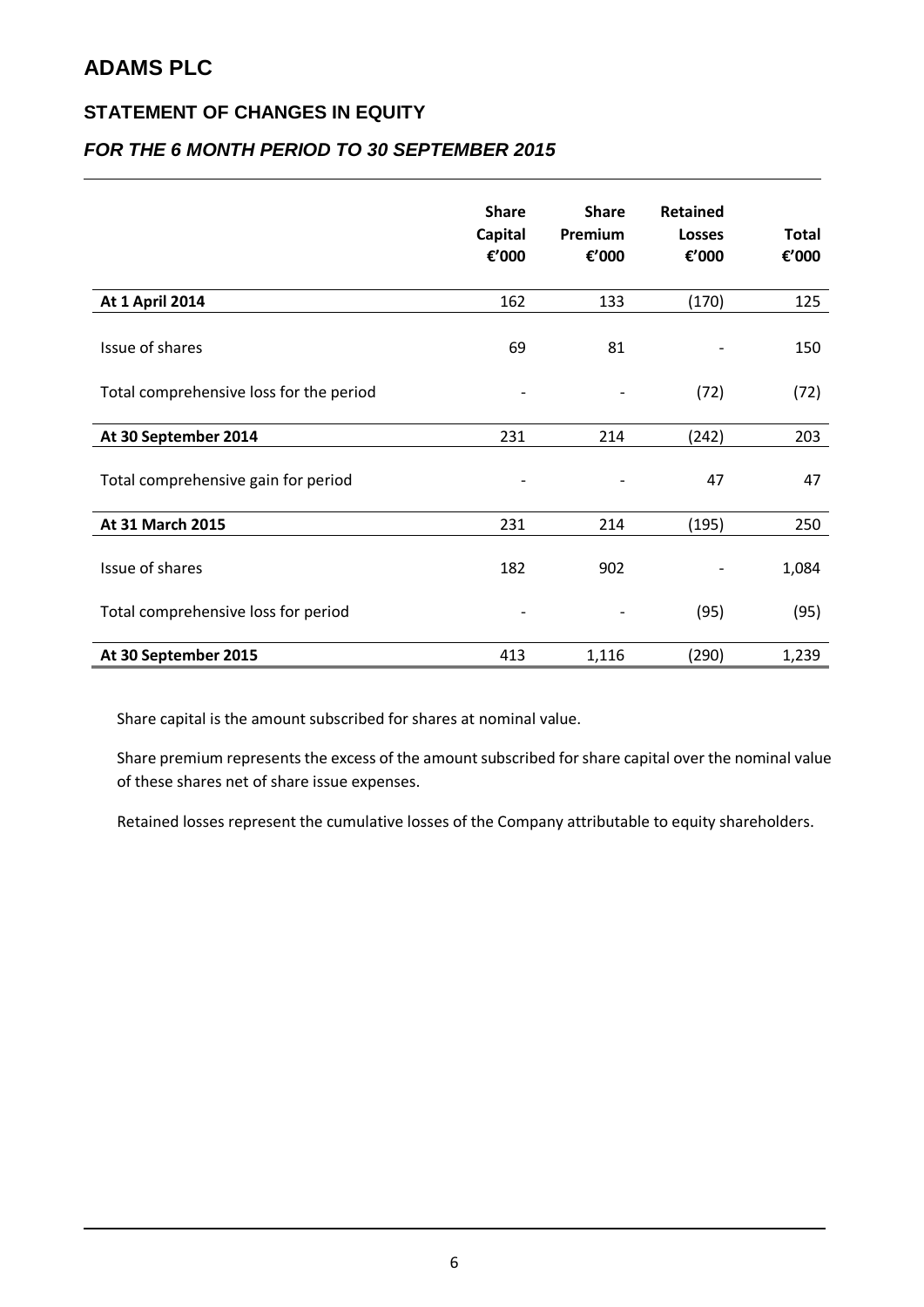# ADAMS PLC

## STATEMENT OF CHANGES IN EQUITY

### *FOR THE 6 MONTH PERIOD TO 30 SEPTEMBER 2015*

| | Share Capital €'000 | Share Premium €'000 | Retained Losses €'000 | Total €'000 |
|---|---|---|---|---|
| **At 1 April 2014** | 162 | 133 | (170) | 125 |
| Issue of shares | 69 | 81 | - | 150 |
| Total comprehensive loss for the period | - | - | (72) | (72) |
| **At 30 September 2014** | 231 | 214 | (242) | 203 |
| Total comprehensive gain for period | - | - | 47 | 47 |
| **At 31 March 2015** | 231 | 214 | (195) | 250 |
| Issue of shares | 182 | 902 | - | 1,084 |
| Total comprehensive loss for period | - | - | (95) | (95) |
| **At 30 September 2015** | 413 | 1,116 | (290) | 1,239 |

Share capital is the amount subscribed for shares at nominal value.

Share premium represents the excess of the amount subscribed for share capital over the nominal value of these shares net of share issue expenses.

Retained losses represent the cumulative losses of the Company attributable to equity shareholders.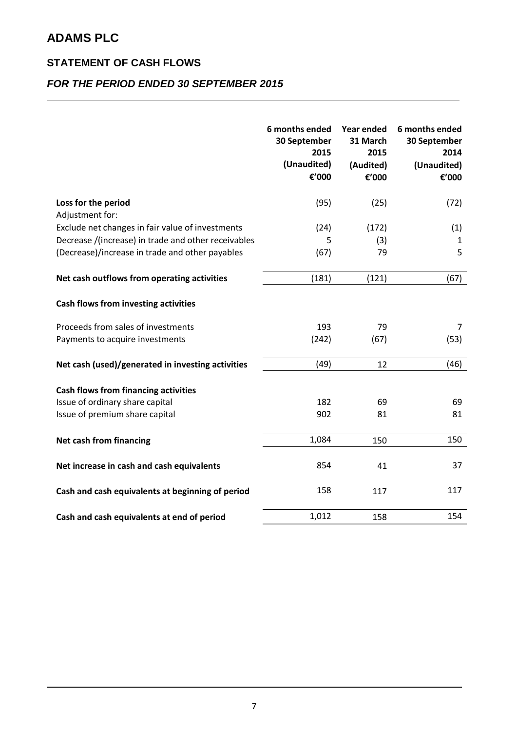# ADAMS PLC

## STATEMENT OF CASH FLOWS

### *FOR THE PERIOD ENDED 30 SEPTEMBER 2015*

| | 6 months ended 30 September 2015 (Unaudited) €'000 | Year ended 31 March 2015 (Audited) €'000 | 6 months ended 30 September 2014 (Unaudited) €'000 |
|---|---|---|---|
| **Loss for the period** | (95) | (25) | (72) |
| Adjustment for: | | | |
| Exclude net changes in fair value of investments | (24) | (172) | (1) |
| Decrease /(increase) in trade and other receivables | 5 | (3) | 1 |
| (Decrease)/increase in trade and other payables | (67) | 79 | 5 |
| **Net cash outflows from operating activities** | (181) | (121) | (67) |
| **Cash flows from investing activities** | | | |
| Proceeds from sales of investments | 193 | 79 | 7 |
| Payments to acquire investments | (242) | (67) | (53) |
| **Net cash (used)/generated in investing activities** | (49) | 12 | (46) |
| **Cash flows from financing activities** | | | |
| Issue of ordinary share capital | 182 | 69 | 69 |
| Issue of premium share capital | 902 | 81 | 81 |
| **Net cash from financing** | 1,084 | 150 | 150 |
| **Net increase in cash and cash equivalents** | 854 | 41 | 37 |
| **Cash and cash equivalents at beginning of period** | 158 | 117 | 117 |
| **Cash and cash equivalents at end of period** | 1,012 | 158 | 154 |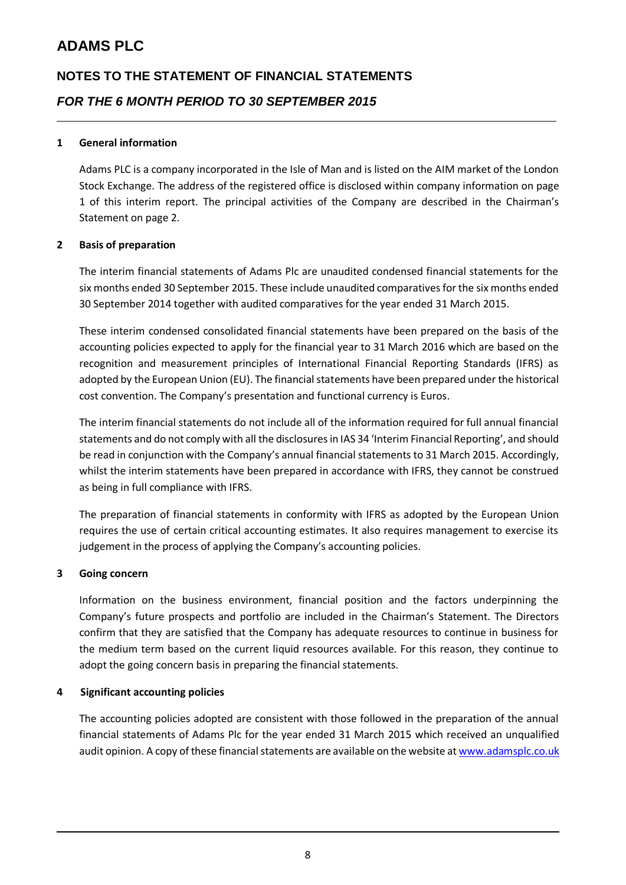# ADAMS PLC

## NOTES TO THE STATEMENT OF FINANCIAL STATEMENTS

### *FOR THE 6 MONTH PERIOD TO 30 SEPTEMBER 2015*

**1 General information**

Adams PLC is a company incorporated in the Isle of Man and is listed on the AIM market of the London Stock Exchange. The address of the registered office is disclosed within company information on page 1 of this interim report. The principal activities of the Company are described in the Chairman's Statement on page 2.

**2 Basis of preparation**

The interim financial statements of Adams Plc are unaudited condensed financial statements for the six months ended 30 September 2015. These include unaudited comparatives for the six months ended 30 September 2014 together with audited comparatives for the year ended 31 March 2015.

These interim condensed consolidated financial statements have been prepared on the basis of the accounting policies expected to apply for the financial year to 31 March 2016 which are based on the recognition and measurement principles of International Financial Reporting Standards (IFRS) as adopted by the European Union (EU). The financial statements have been prepared under the historical cost convention. The Company's presentation and functional currency is Euros.

The interim financial statements do not include all of the information required for full annual financial statements and do not comply with all the disclosures in IAS 34 'Interim Financial Reporting', and should be read in conjunction with the Company's annual financial statements to 31 March 2015. Accordingly, whilst the interim statements have been prepared in accordance with IFRS, they cannot be construed as being in full compliance with IFRS.

The preparation of financial statements in conformity with IFRS as adopted by the European Union requires the use of certain critical accounting estimates. It also requires management to exercise its judgement in the process of applying the Company's accounting policies.

**3 Going concern**

Information on the business environment, financial position and the factors underpinning the Company's future prospects and portfolio are included in the Chairman's Statement. The Directors confirm that they are satisfied that the Company has adequate resources to continue in business for the medium term based on the current liquid resources available. For this reason, they continue to adopt the going concern basis in preparing the financial statements.

**4 Significant accounting policies**

The accounting policies adopted are consistent with those followed in the preparation of the annual financial statements of Adams Plc for the year ended 31 March 2015 which received an unqualified audit opinion. A copy of these financial statements are available on the website at [www.adamsplc.co.uk](http://www.adamsplc.co.uk)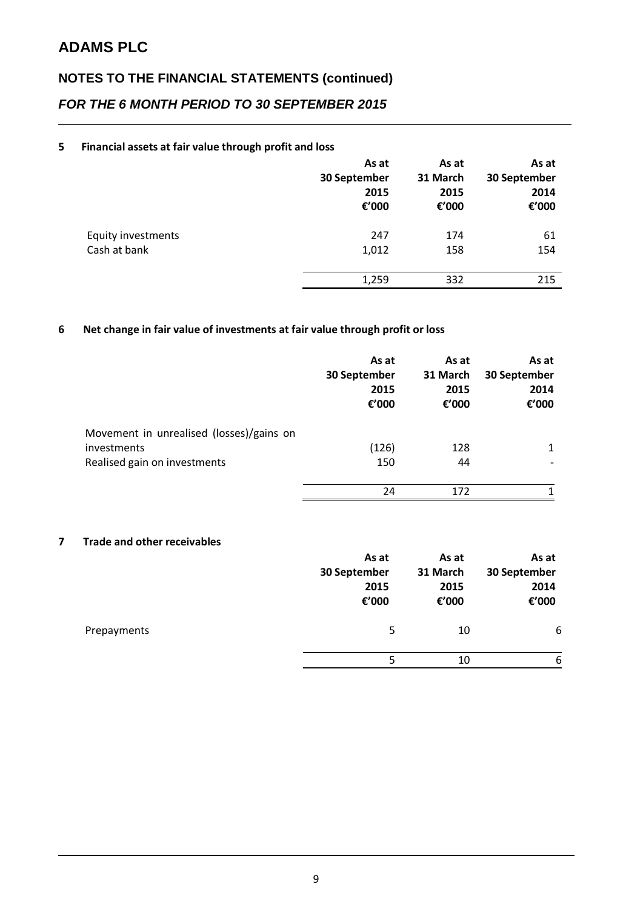# ADAMS PLC

## NOTES TO THE FINANCIAL STATEMENTS (continued)

### *FOR THE 6 MONTH PERIOD TO 30 SEPTEMBER 2015*

**5 Financial assets at fair value through profit and loss**

| | As at 30 September 2015 €'000 | As at 31 March 2015 €'000 | As at 30 September 2014 €'000 |
|---|---|---|---|
| Equity investments | 247 | 174 | 61 |
| Cash at bank | 1,012 | 158 | 154 |
| | 1,259 | 332 | 215 |

**6 Net change in fair value of investments at fair value through profit or loss**

| | As at 30 September 2015 €'000 | As at 31 March 2015 €'000 | As at 30 September 2014 €'000 |
|---|---|---|---|
| Movement in unrealised (losses)/gains on investments | (126) | 128 | 1 |
| Realised gain on investments | 150 | 44 | - |
| | 24 | 172 | 1 |

**7 Trade and other receivables**

| | As at 30 September 2015 €'000 | As at 31 March 2015 €'000 | As at 30 September 2014 €'000 |
|---|---|---|---|
| Prepayments | 5 | 10 | 6 |
| | 5 | 10 | 6 |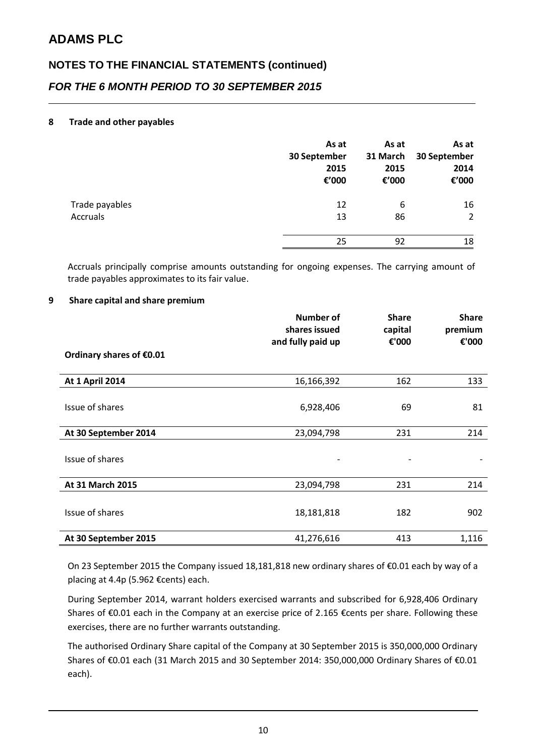# ADAMS PLC

## NOTES TO THE FINANCIAL STATEMENTS (continued)

### *FOR THE 6 MONTH PERIOD TO 30 SEPTEMBER 2015*

**8 Trade and other payables**

| | As at 30 September 2015 €'000 | As at 31 March 2015 €'000 | As at 30 September 2014 €'000 |
|---|---|---|---|
| Trade payables | 12 | 6 | 16 |
| Accruals | 13 | 86 | 2 |
| | 25 | 92 | 18 |

Accruals principally comprise amounts outstanding for ongoing expenses. The carrying amount of trade payables approximates to its fair value.

**9 Share capital and share premium**

| Ordinary shares of €0.01 | Number of shares issued and fully paid up | Share capital €'000 | Share premium €'000 |
|---|---|---|---|
| **At 1 April 2014** | 16,166,392 | 162 | 133 |
| Issue of shares | 6,928,406 | 69 | 81 |
| **At 30 September 2014** | 23,094,798 | 231 | 214 |
| Issue of shares | - | - | - |
| **At 31 March 2015** | 23,094,798 | 231 | 214 |
| Issue of shares | 18,181,818 | 182 | 902 |
| **At 30 September 2015** | 41,276,616 | 413 | 1,116 |

On 23 September 2015 the Company issued 18,181,818 new ordinary shares of €0.01 each by way of a placing at 4.4p (5.962 €cents) each.

During September 2014, warrant holders exercised warrants and subscribed for 6,928,406 Ordinary Shares of €0.01 each in the Company at an exercise price of 2.165 €cents per share. Following these exercises, there are no further warrants outstanding.

The authorised Ordinary Share capital of the Company at 30 September 2015 is 350,000,000 Ordinary Shares of €0.01 each (31 March 2015 and 30 September 2014: 350,000,000 Ordinary Shares of €0.01 each).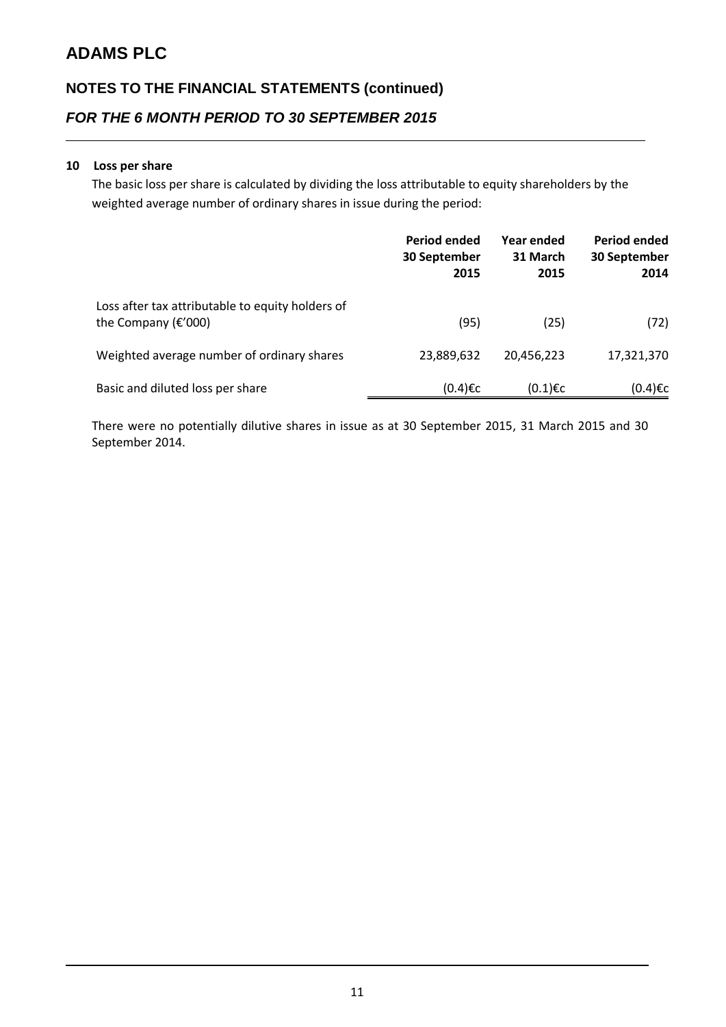# ADAMS PLC

## NOTES TO THE FINANCIAL STATEMENTS (continued)

### *FOR THE 6 MONTH PERIOD TO 30 SEPTEMBER 2015*

**10 Loss per share**

The basic loss per share is calculated by dividing the loss attributable to equity shareholders by the weighted average number of ordinary shares in issue during the period:

| | Period ended 30 September 2015 | Year ended 31 March 2015 | Period ended 30 September 2014 |
|---|---|---|---|
| Loss after tax attributable to equity holders of the Company (€'000) | (95) | (25) | (72) |
| Weighted average number of ordinary shares | 23,889,632 | 20,456,223 | 17,321,370 |
| Basic and diluted loss per share | (0.4)€c | (0.1)€c | (0.4)€c |

There were no potentially dilutive shares in issue as at 30 September 2015, 31 March 2015 and 30 September 2014.